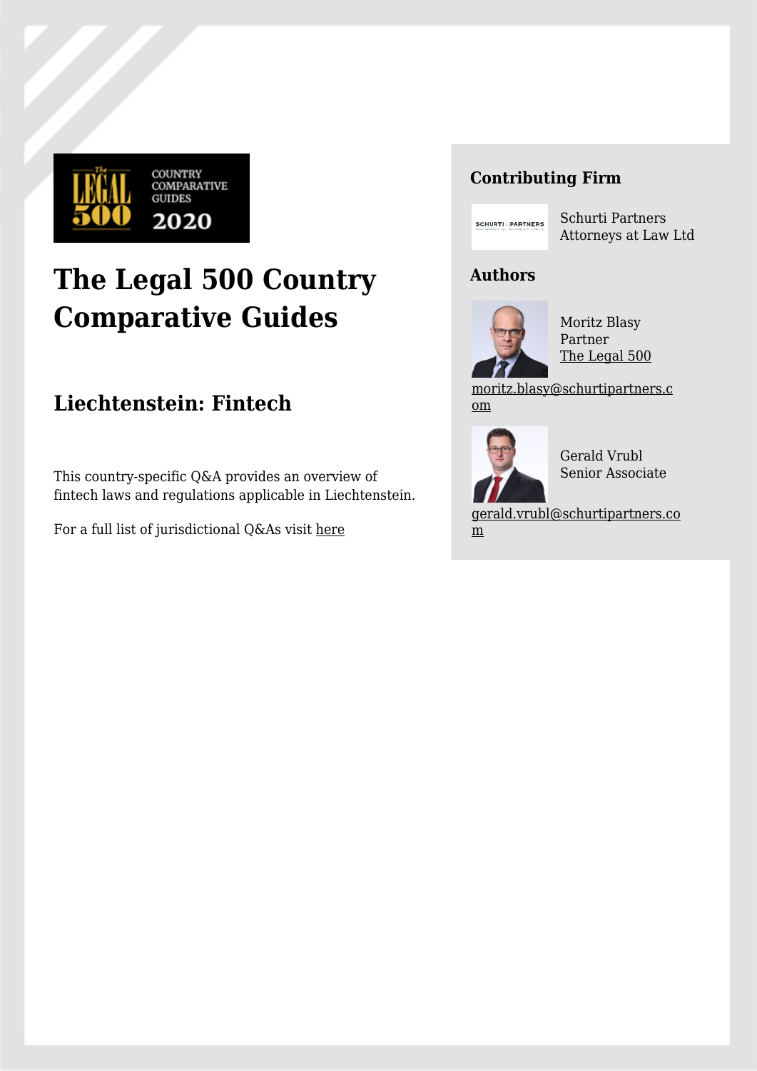# The Legal 500 Country Comparative Guides

## Liechtenstein: Fintech

This country-specific Q&A provides an overview of fintech laws and regulations applicable in Liechtenstein.

For a full list of jurisdictional Q&As visit [here]

### Contributing Firm

Schurti Partners Attorneys at Law Ltd

### Authors

Moritz Blasy
Partner
[The Legal 500]

moritz.blasy@schurtipartners.com

Gerald Vrubl
Senior Associate

gerald.vrubl@schurtipartners.com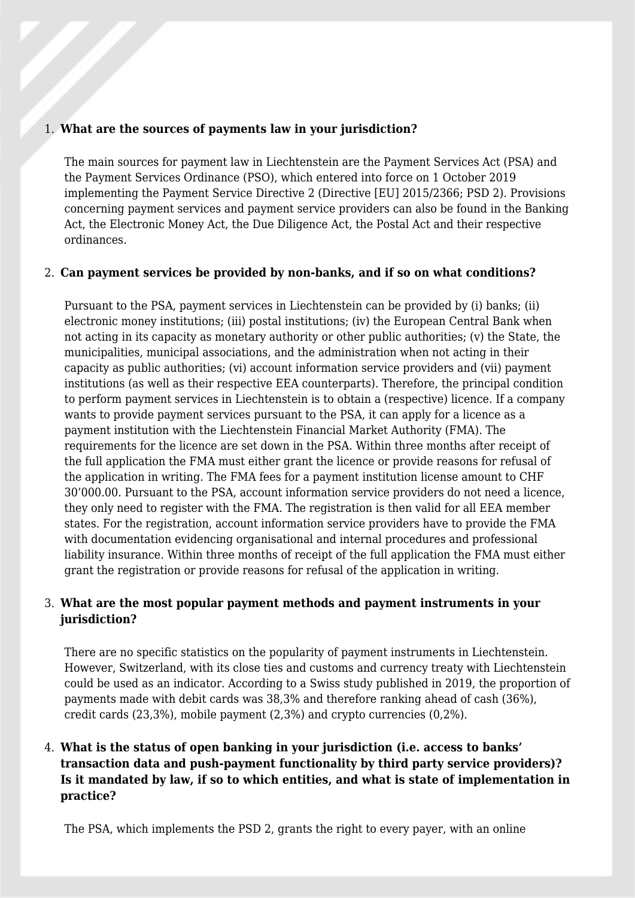1. **What are the sources of payments law in your jurisdiction?**

   The main sources for payment law in Liechtenstein are the Payment Services Act (PSA) and the Payment Services Ordinance (PSO), which entered into force on 1 October 2019 implementing the Payment Service Directive 2 (Directive [EU] 2015/2366; PSD 2). Provisions concerning payment services and payment service providers can also be found in the Banking Act, the Electronic Money Act, the Due Diligence Act, the Postal Act and their respective ordinances.

2. **Can payment services be provided by non-banks, and if so on what conditions?**

   Pursuant to the PSA, payment services in Liechtenstein can be provided by (i) banks; (ii) electronic money institutions; (iii) postal institutions; (iv) the European Central Bank when not acting in its capacity as monetary authority or other public authorities; (v) the State, the municipalities, municipal associations, and the administration when not acting in their capacity as public authorities; (vi) account information service providers and (vii) payment institutions (as well as their respective EEA counterparts). Therefore, the principal condition to perform payment services in Liechtenstein is to obtain a (respective) licence. If a company wants to provide payment services pursuant to the PSA, it can apply for a licence as a payment institution with the Liechtenstein Financial Market Authority (FMA). The requirements for the licence are set down in the PSA. Within three months after receipt of the full application the FMA must either grant the licence or provide reasons for refusal of the application in writing. The FMA fees for a payment institution license amount to CHF 30'000.00. Pursuant to the PSA, account information service providers do not need a licence, they only need to register with the FMA. The registration is then valid for all EEA member states. For the registration, account information service providers have to provide the FMA with documentation evidencing organisational and internal procedures and professional liability insurance. Within three months of receipt of the full application the FMA must either grant the registration or provide reasons for refusal of the application in writing.

3. **What are the most popular payment methods and payment instruments in your jurisdiction?**

   There are no specific statistics on the popularity of payment instruments in Liechtenstein. However, Switzerland, with its close ties and customs and currency treaty with Liechtenstein could be used as an indicator. According to a Swiss study published in 2019, the proportion of payments made with debit cards was 38,3% and therefore ranking ahead of cash (36%), credit cards (23,3%), mobile payment (2,3%) and crypto currencies (0,2%).

4. **What is the status of open banking in your jurisdiction (i.e. access to banks' transaction data and push-payment functionality by third party service providers)? Is it mandated by law, if so to which entities, and what is state of implementation in practice?**

   The PSA, which implements the PSD 2, grants the right to every payer, with an online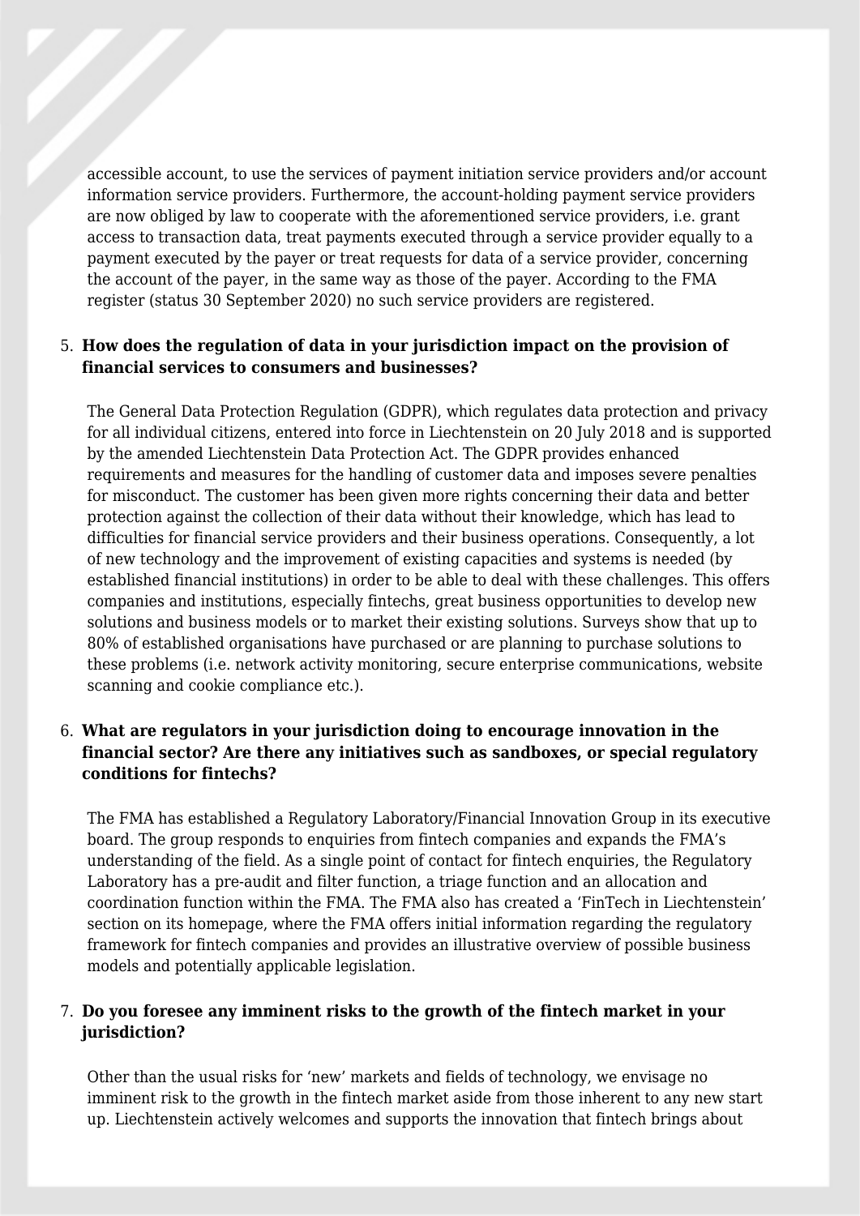accessible account, to use the services of payment initiation service providers and/or account information service providers. Furthermore, the account-holding payment service providers are now obliged by law to cooperate with the aforementioned service providers, i.e. grant access to transaction data, treat payments executed through a service provider equally to a payment executed by the payer or treat requests for data of a service provider, concerning the account of the payer, in the same way as those of the payer. According to the FMA register (status 30 September 2020) no such service providers are registered.

5. **How does the regulation of data in your jurisdiction impact on the provision of financial services to consumers and businesses?**

The General Data Protection Regulation (GDPR), which regulates data protection and privacy for all individual citizens, entered into force in Liechtenstein on 20 July 2018 and is supported by the amended Liechtenstein Data Protection Act. The GDPR provides enhanced requirements and measures for the handling of customer data and imposes severe penalties for misconduct. The customer has been given more rights concerning their data and better protection against the collection of their data without their knowledge, which has lead to difficulties for financial service providers and their business operations. Consequently, a lot of new technology and the improvement of existing capacities and systems is needed (by established financial institutions) in order to be able to deal with these challenges. This offers companies and institutions, especially fintechs, great business opportunities to develop new solutions and business models or to market their existing solutions. Surveys show that up to 80% of established organisations have purchased or are planning to purchase solutions to these problems (i.e. network activity monitoring, secure enterprise communications, website scanning and cookie compliance etc.).

6. **What are regulators in your jurisdiction doing to encourage innovation in the financial sector? Are there any initiatives such as sandboxes, or special regulatory conditions for fintechs?**

The FMA has established a Regulatory Laboratory/Financial Innovation Group in its executive board. The group responds to enquiries from fintech companies and expands the FMA's understanding of the field. As a single point of contact for fintech enquiries, the Regulatory Laboratory has a pre-audit and filter function, a triage function and an allocation and coordination function within the FMA. The FMA also has created a 'FinTech in Liechtenstein' section on its homepage, where the FMA offers initial information regarding the regulatory framework for fintech companies and provides an illustrative overview of possible business models and potentially applicable legislation.

7. **Do you foresee any imminent risks to the growth of the fintech market in your jurisdiction?**

Other than the usual risks for 'new' markets and fields of technology, we envisage no imminent risk to the growth in the fintech market aside from those inherent to any new start up. Liechtenstein actively welcomes and supports the innovation that fintech brings about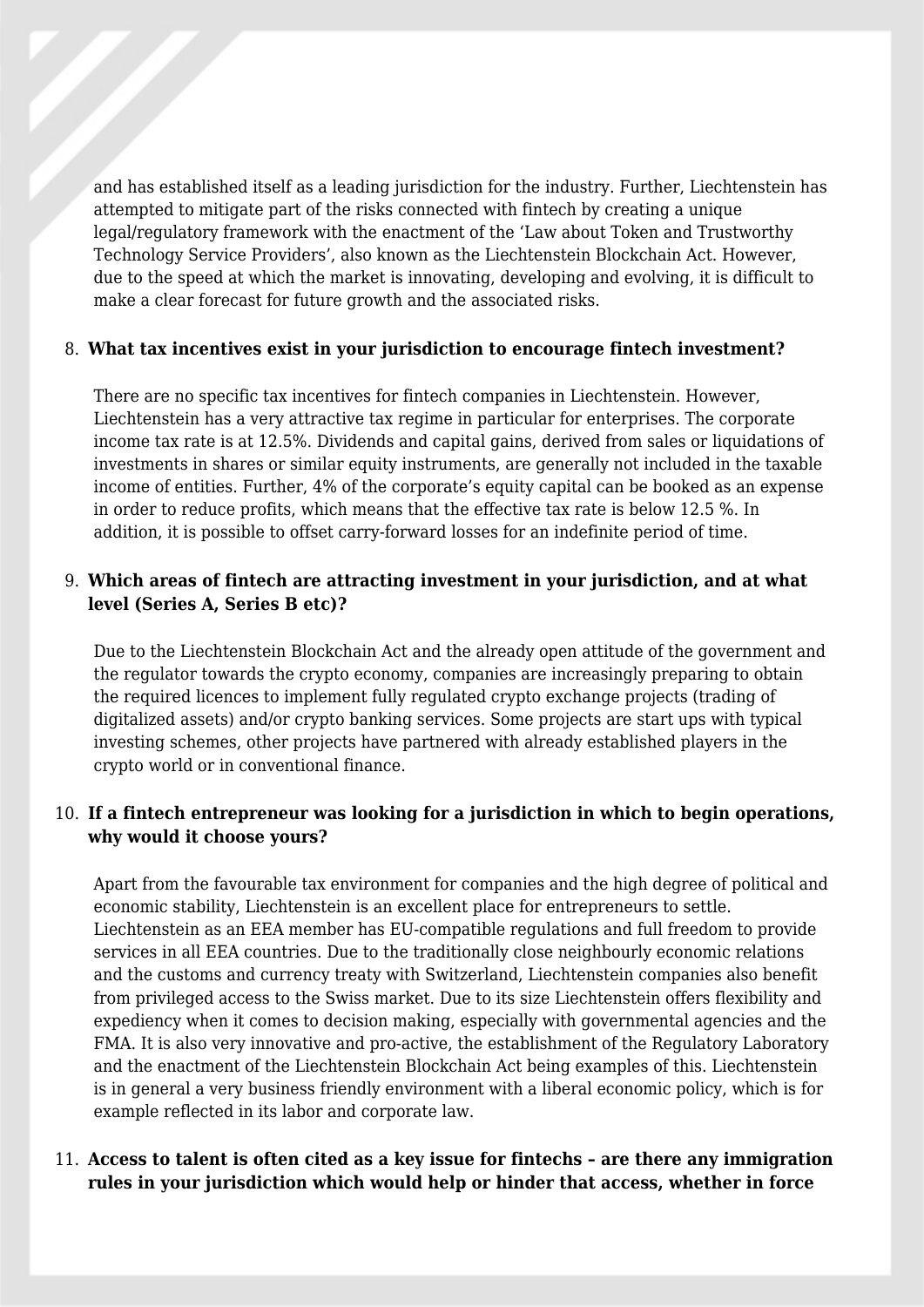and has established itself as a leading jurisdiction for the industry. Further, Liechtenstein has attempted to mitigate part of the risks connected with fintech by creating a unique legal/regulatory framework with the enactment of the 'Law about Token and Trustworthy Technology Service Providers', also known as the Liechtenstein Blockchain Act. However, due to the speed at which the market is innovating, developing and evolving, it is difficult to make a clear forecast for future growth and the associated risks.

8. **What tax incentives exist in your jurisdiction to encourage fintech investment?**

   There are no specific tax incentives for fintech companies in Liechtenstein. However, Liechtenstein has a very attractive tax regime in particular for enterprises. The corporate income tax rate is at 12.5%. Dividends and capital gains, derived from sales or liquidations of investments in shares or similar equity instruments, are generally not included in the taxable income of entities. Further, 4% of the corporate's equity capital can be booked as an expense in order to reduce profits, which means that the effective tax rate is below 12.5 %. In addition, it is possible to offset carry-forward losses for an indefinite period of time.

9. **Which areas of fintech are attracting investment in your jurisdiction, and at what level (Series A, Series B etc)?**

   Due to the Liechtenstein Blockchain Act and the already open attitude of the government and the regulator towards the crypto economy, companies are increasingly preparing to obtain the required licences to implement fully regulated crypto exchange projects (trading of digitalized assets) and/or crypto banking services. Some projects are start ups with typical investing schemes, other projects have partnered with already established players in the crypto world or in conventional finance.

10. **If a fintech entrepreneur was looking for a jurisdiction in which to begin operations, why would it choose yours?**

    Apart from the favourable tax environment for companies and the high degree of political and economic stability, Liechtenstein is an excellent place for entrepreneurs to settle. Liechtenstein as an EEA member has EU-compatible regulations and full freedom to provide services in all EEA countries. Due to the traditionally close neighbourly economic relations and the customs and currency treaty with Switzerland, Liechtenstein companies also benefit from privileged access to the Swiss market. Due to its size Liechtenstein offers flexibility and expediency when it comes to decision making, especially with governmental agencies and the FMA. It is also very innovative and pro-active, the establishment of the Regulatory Laboratory and the enactment of the Liechtenstein Blockchain Act being examples of this. Liechtenstein is in general a very business friendly environment with a liberal economic policy, which is for example reflected in its labor and corporate law.

11. **Access to talent is often cited as a key issue for fintechs – are there any immigration rules in your jurisdiction which would help or hinder that access, whether in force**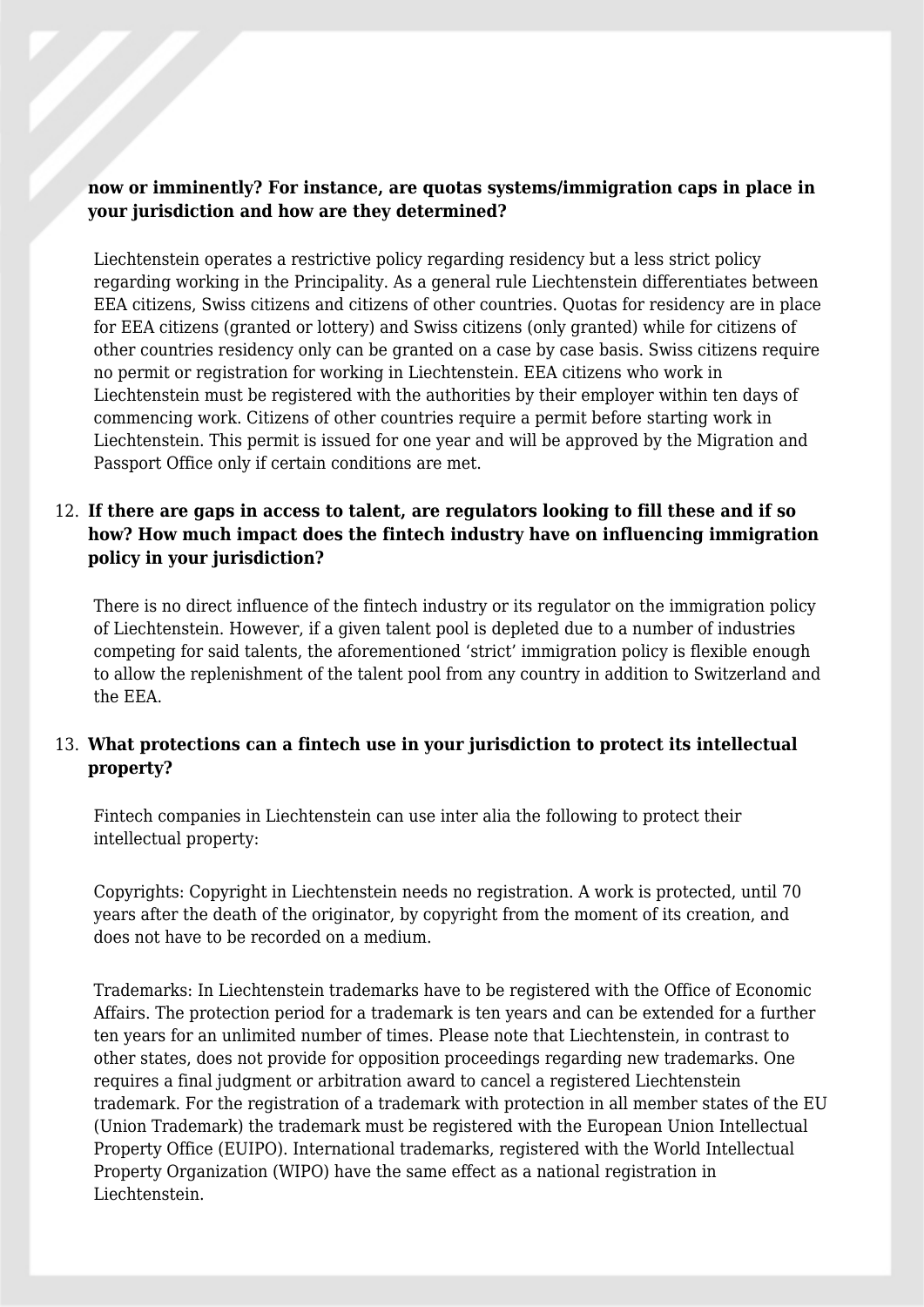**now or imminently? For instance, are quotas systems/immigration caps in place in your jurisdiction and how are they determined?**

Liechtenstein operates a restrictive policy regarding residency but a less strict policy regarding working in the Principality. As a general rule Liechtenstein differentiates between EEA citizens, Swiss citizens and citizens of other countries. Quotas for residency are in place for EEA citizens (granted or lottery) and Swiss citizens (only granted) while for citizens of other countries residency only can be granted on a case by case basis. Swiss citizens require no permit or registration for working in Liechtenstein. EEA citizens who work in Liechtenstein must be registered with the authorities by their employer within ten days of commencing work. Citizens of other countries require a permit before starting work in Liechtenstein. This permit is issued for one year and will be approved by the Migration and Passport Office only if certain conditions are met.

12. **If there are gaps in access to talent, are regulators looking to fill these and if so how? How much impact does the fintech industry have on influencing immigration policy in your jurisdiction?**

There is no direct influence of the fintech industry or its regulator on the immigration policy of Liechtenstein. However, if a given talent pool is depleted due to a number of industries competing for said talents, the aforementioned 'strict' immigration policy is flexible enough to allow the replenishment of the talent pool from any country in addition to Switzerland and the EEA.

13. **What protections can a fintech use in your jurisdiction to protect its intellectual property?**

Fintech companies in Liechtenstein can use inter alia the following to protect their intellectual property:

Copyrights: Copyright in Liechtenstein needs no registration. A work is protected, until 70 years after the death of the originator, by copyright from the moment of its creation, and does not have to be recorded on a medium.

Trademarks: In Liechtenstein trademarks have to be registered with the Office of Economic Affairs. The protection period for a trademark is ten years and can be extended for a further ten years for an unlimited number of times. Please note that Liechtenstein, in contrast to other states, does not provide for opposition proceedings regarding new trademarks. One requires a final judgment or arbitration award to cancel a registered Liechtenstein trademark. For the registration of a trademark with protection in all member states of the EU (Union Trademark) the trademark must be registered with the European Union Intellectual Property Office (EUIPO). International trademarks, registered with the World Intellectual Property Organization (WIPO) have the same effect as a national registration in Liechtenstein.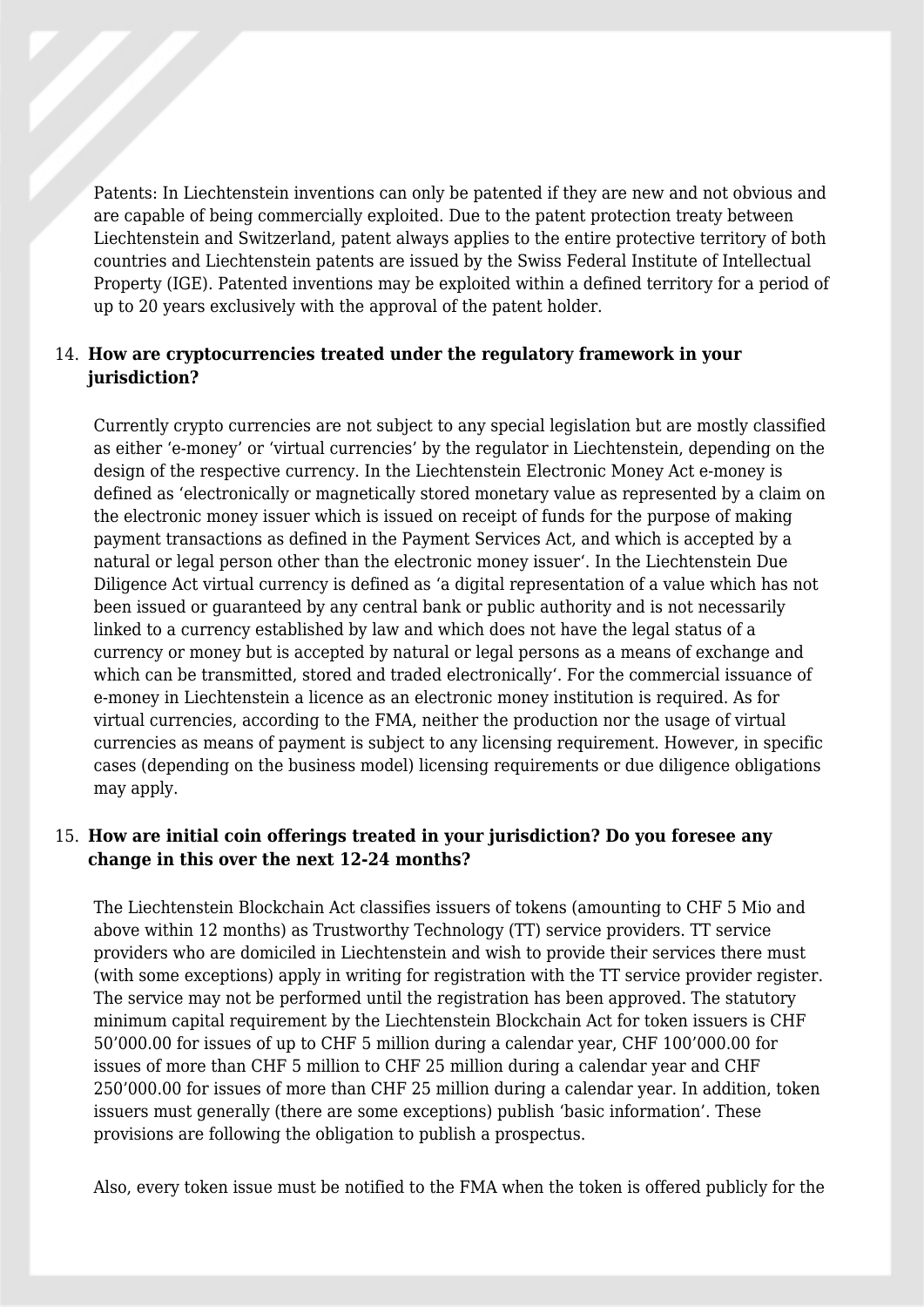Patents: In Liechtenstein inventions can only be patented if they are new and not obvious and are capable of being commercially exploited. Due to the patent protection treaty between Liechtenstein and Switzerland, patent always applies to the entire protective territory of both countries and Liechtenstein patents are issued by the Swiss Federal Institute of Intellectual Property (IGE). Patented inventions may be exploited within a defined territory for a period of up to 20 years exclusively with the approval of the patent holder.

14. **How are cryptocurrencies treated under the regulatory framework in your jurisdiction?**

Currently crypto currencies are not subject to any special legislation but are mostly classified as either 'e-money' or 'virtual currencies' by the regulator in Liechtenstein, depending on the design of the respective currency. In the Liechtenstein Electronic Money Act e-money is defined as 'electronically or magnetically stored monetary value as represented by a claim on the electronic money issuer which is issued on receipt of funds for the purpose of making payment transactions as defined in the Payment Services Act, and which is accepted by a natural or legal person other than the electronic money issuer'. In the Liechtenstein Due Diligence Act virtual currency is defined as 'a digital representation of a value which has not been issued or guaranteed by any central bank or public authority and is not necessarily linked to a currency established by law and which does not have the legal status of a currency or money but is accepted by natural or legal persons as a means of exchange and which can be transmitted, stored and traded electronically'. For the commercial issuance of e-money in Liechtenstein a licence as an electronic money institution is required. As for virtual currencies, according to the FMA, neither the production nor the usage of virtual currencies as means of payment is subject to any licensing requirement. However, in specific cases (depending on the business model) licensing requirements or due diligence obligations may apply.

15. **How are initial coin offerings treated in your jurisdiction? Do you foresee any change in this over the next 12-24 months?**

The Liechtenstein Blockchain Act classifies issuers of tokens (amounting to CHF 5 Mio and above within 12 months) as Trustworthy Technology (TT) service providers. TT service providers who are domiciled in Liechtenstein and wish to provide their services there must (with some exceptions) apply in writing for registration with the TT service provider register. The service may not be performed until the registration has been approved. The statutory minimum capital requirement by the Liechtenstein Blockchain Act for token issuers is CHF 50'000.00 for issues of up to CHF 5 million during a calendar year, CHF 100'000.00 for issues of more than CHF 5 million to CHF 25 million during a calendar year and CHF 250'000.00 for issues of more than CHF 25 million during a calendar year. In addition, token issuers must generally (there are some exceptions) publish 'basic information'. These provisions are following the obligation to publish a prospectus.

Also, every token issue must be notified to the FMA when the token is offered publicly for the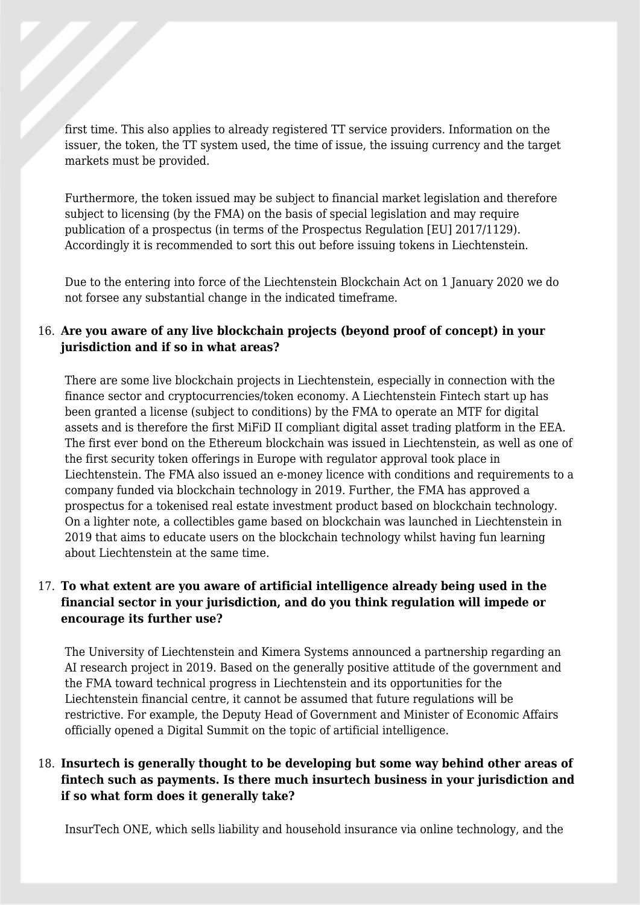first time. This also applies to already registered TT service providers. Information on the issuer, the token, the TT system used, the time of issue, the issuing currency and the target markets must be provided.

Furthermore, the token issued may be subject to financial market legislation and therefore subject to licensing (by the FMA) on the basis of special legislation and may require publication of a prospectus (in terms of the Prospectus Regulation [EU] 2017/1129). Accordingly it is recommended to sort this out before issuing tokens in Liechtenstein.

Due to the entering into force of the Liechtenstein Blockchain Act on 1 January 2020 we do not forsee any substantial change in the indicated timeframe.

16. **Are you aware of any live blockchain projects (beyond proof of concept) in your jurisdiction and if so in what areas?**

    There are some live blockchain projects in Liechtenstein, especially in connection with the finance sector and cryptocurrencies/token economy. A Liechtenstein Fintech start up has been granted a license (subject to conditions) by the FMA to operate an MTF for digital assets and is therefore the first MiFiD II compliant digital asset trading platform in the EEA. The first ever bond on the Ethereum blockchain was issued in Liechtenstein, as well as one of the first security token offerings in Europe with regulator approval took place in Liechtenstein. The FMA also issued an e-money licence with conditions and requirements to a company funded via blockchain technology in 2019. Further, the FMA has approved a prospectus for a tokenised real estate investment product based on blockchain technology. On a lighter note, a collectibles game based on blockchain was launched in Liechtenstein in 2019 that aims to educate users on the blockchain technology whilst having fun learning about Liechtenstein at the same time.

17. **To what extent are you aware of artificial intelligence already being used in the financial sector in your jurisdiction, and do you think regulation will impede or encourage its further use?**

    The University of Liechtenstein and Kimera Systems announced a partnership regarding an AI research project in 2019. Based on the generally positive attitude of the government and the FMA toward technical progress in Liechtenstein and its opportunities for the Liechtenstein financial centre, it cannot be assumed that future regulations will be restrictive. For example, the Deputy Head of Government and Minister of Economic Affairs officially opened a Digital Summit on the topic of artificial intelligence.

18. **Insurtech is generally thought to be developing but some way behind other areas of fintech such as payments. Is there much insurtech business in your jurisdiction and if so what form does it generally take?**

    InsurTech ONE, which sells liability and household insurance via online technology, and the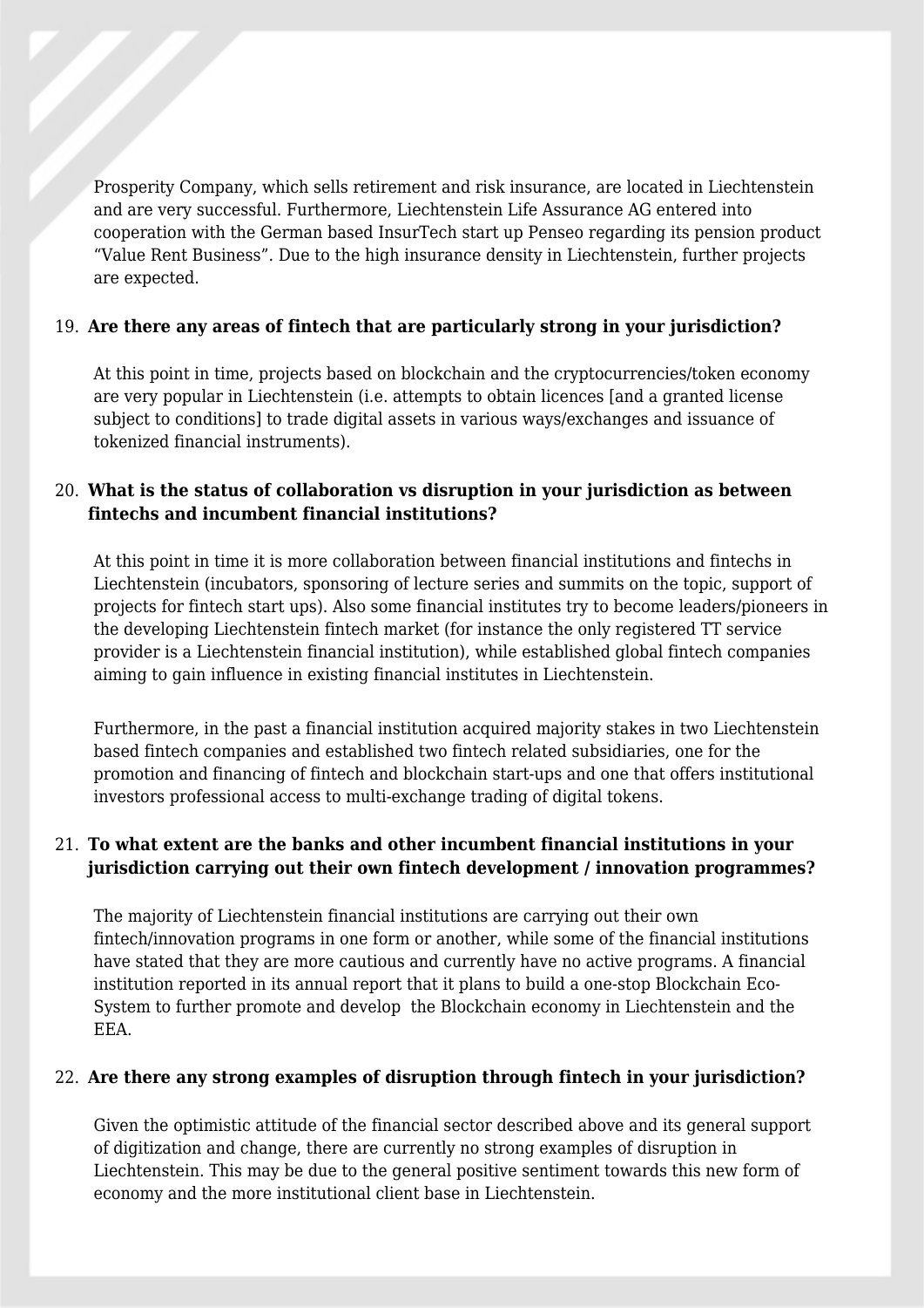Prosperity Company, which sells retirement and risk insurance, are located in Liechtenstein and are very successful. Furthermore, Liechtenstein Life Assurance AG entered into cooperation with the German based InsurTech start up Penseo regarding its pension product “Value Rent Business”. Due to the high insurance density in Liechtenstein, further projects are expected.

19. **Are there any areas of fintech that are particularly strong in your jurisdiction?**

At this point in time, projects based on blockchain and the cryptocurrencies/token economy are very popular in Liechtenstein (i.e. attempts to obtain licences [and a granted license subject to conditions] to trade digital assets in various ways/exchanges and issuance of tokenized financial instruments).

20. **What is the status of collaboration vs disruption in your jurisdiction as between fintechs and incumbent financial institutions?**

At this point in time it is more collaboration between financial institutions and fintechs in Liechtenstein (incubators, sponsoring of lecture series and summits on the topic, support of projects for fintech start ups). Also some financial institutes try to become leaders/pioneers in the developing Liechtenstein fintech market (for instance the only registered TT service provider is a Liechtenstein financial institution), while established global fintech companies aiming to gain influence in existing financial institutes in Liechtenstein.

Furthermore, in the past a financial institution acquired majority stakes in two Liechtenstein based fintech companies and established two fintech related subsidiaries, one for the promotion and financing of fintech and blockchain start-ups and one that offers institutional investors professional access to multi-exchange trading of digital tokens.

21. **To what extent are the banks and other incumbent financial institutions in your jurisdiction carrying out their own fintech development / innovation programmes?**

The majority of Liechtenstein financial institutions are carrying out their own fintech/innovation programs in one form or another, while some of the financial institutions have stated that they are more cautious and currently have no active programs. A financial institution reported in its annual report that it plans to build a one-stop Blockchain Eco-System to further promote and develop the Blockchain economy in Liechtenstein and the EEA.

22. **Are there any strong examples of disruption through fintech in your jurisdiction?**

Given the optimistic attitude of the financial sector described above and its general support of digitization and change, there are currently no strong examples of disruption in Liechtenstein. This may be due to the general positive sentiment towards this new form of economy and the more institutional client base in Liechtenstein.